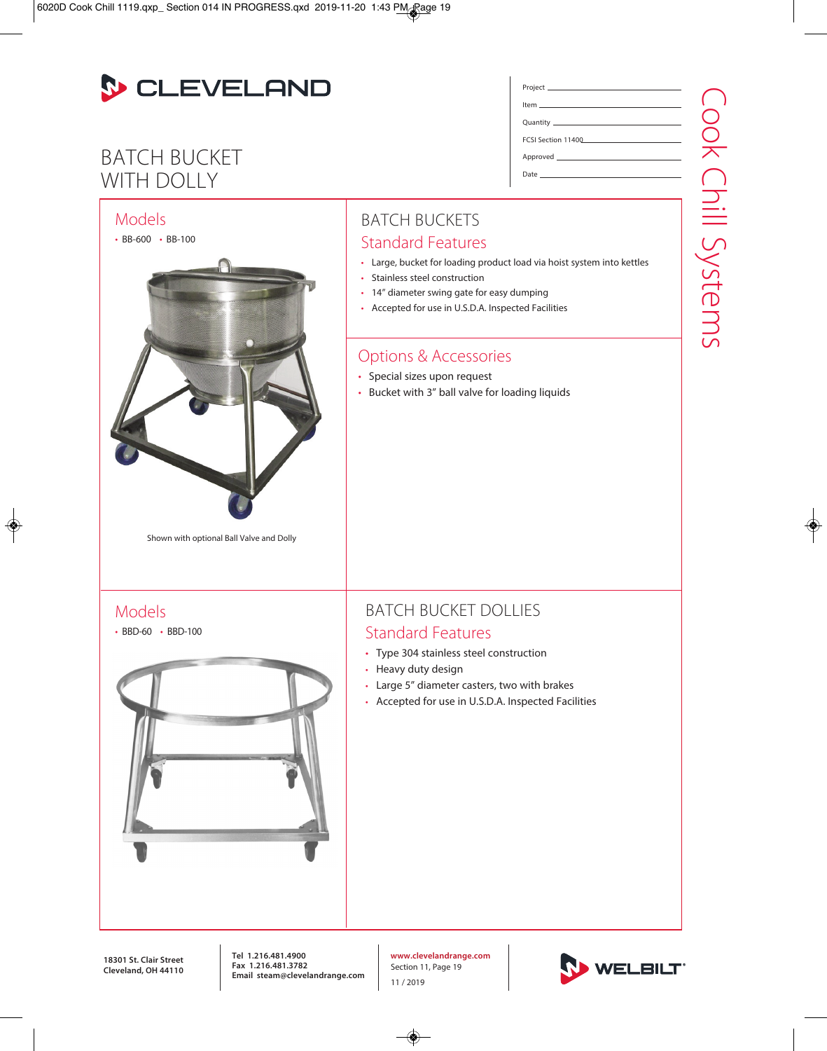# CLEVELAND

## BATCH BUCKET WITH DOLLY

Project \_\_\_\_\_\_\_\_\_\_\_\_\_\_\_\_\_\_\_\_

Item \_\_\_\_\_\_\_\_\_\_\_\_\_\_\_\_\_\_\_\_

Quantity \_\_\_\_\_\_\_\_\_\_\_\_\_\_\_\_\_\_\_\_

FCSI Section 11400\_\_\_\_\_\_\_\_\_\_\_\_\_\_\_\_\_\_\_\_

Approved \_\_\_\_\_\_\_\_\_\_\_\_\_\_\_\_\_\_\_\_

Date \_\_\_\_\_\_\_\_\_\_\_\_\_\_\_\_\_\_\_\_

Cook Chill Systems

### Models

- BB-600
- BB-100

Shown with optional Ball Valve and Dolly

### BATCH BUCKETS

#### Standard Features

- Large, bucket for loading product load via hoist system into kettles
- Stainless steel construction
- 14" diameter swing gate for easy dumping
- Accepted for use in U.S.D.A. Inspected Facilities

#### Options & Accessories

- Special sizes upon request
- Bucket with 3" ball valve for loading liquids

### Models

- BBD-60
- BBD-100

### BATCH BUCKET DOLLIES

#### Standard Features

- Type 304 stainless steel construction
- Heavy duty design
- Large 5" diameter casters, two with brakes
- Accepted for use in U.S.D.A. Inspected Facilities

---

**18301 St. Clair Street**
**Cleveland, OH 44110**

**Tel 1.216.481.4900**
**Fax 1.216.481.3782**
**Email steam@clevelandrange.com**

**www.clevelandrange.com**
Section 11, Page 19

11 / 2019

WELBILT®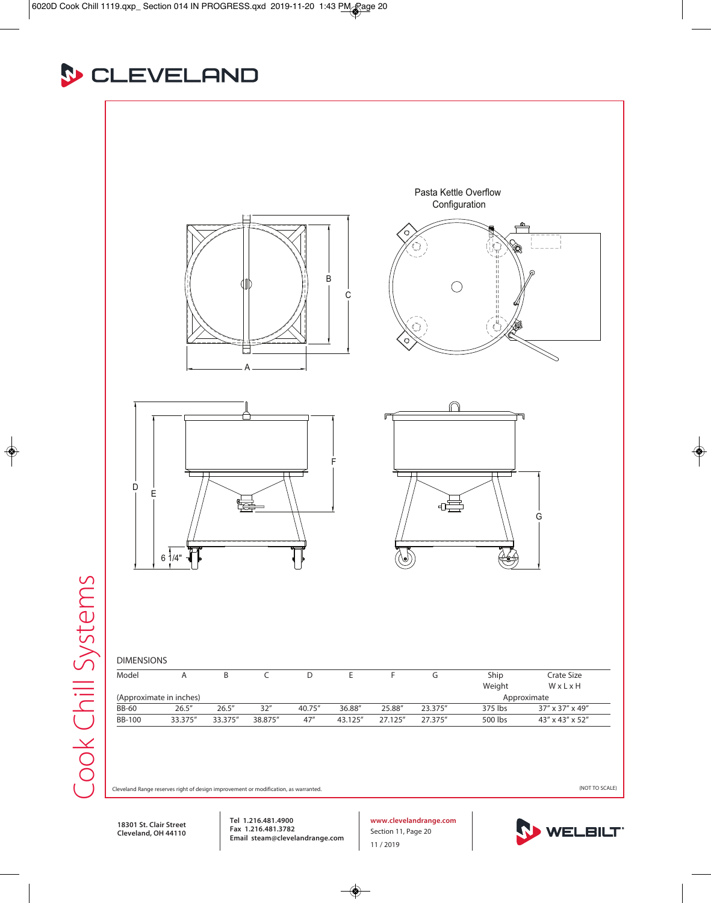# CLEVELAND

Pasta Kettle Overflow Configuration

A B C D E F G 6 1/4"

DIMENSIONS

| Model | A | B | C | D | E | F | G | Ship Weight | Crate Size W x L x H |
|---|---|---|---|---|---|---|---|---|---|
| (Approximate in inches) | | | | | | | | Approximate | |
| BB-60 | 26.5" | 26.5" | 32" | 40.75" | 36.88" | 25.88" | 23.375" | 375 lbs | 37" x 37" x 49" |
| BB-100 | 33.375" | 33.375" | 38.875" | 47" | 43.125" | 27.125" | 27.375" | 500 lbs | 43" x 43" x 52" |

Cleveland Range reserves right of design improvement or modification, as warranted.

(NOT TO SCALE)

Cook Chill Systems

18301 St. Clair Street
Cleveland, OH 44110

Tel 1.216.481.4900
Fax 1.216.481.3782
Email steam@clevelandrange.com

www.clevelandrange.com
Section 11, Page 20
11 / 2019

WELBILT